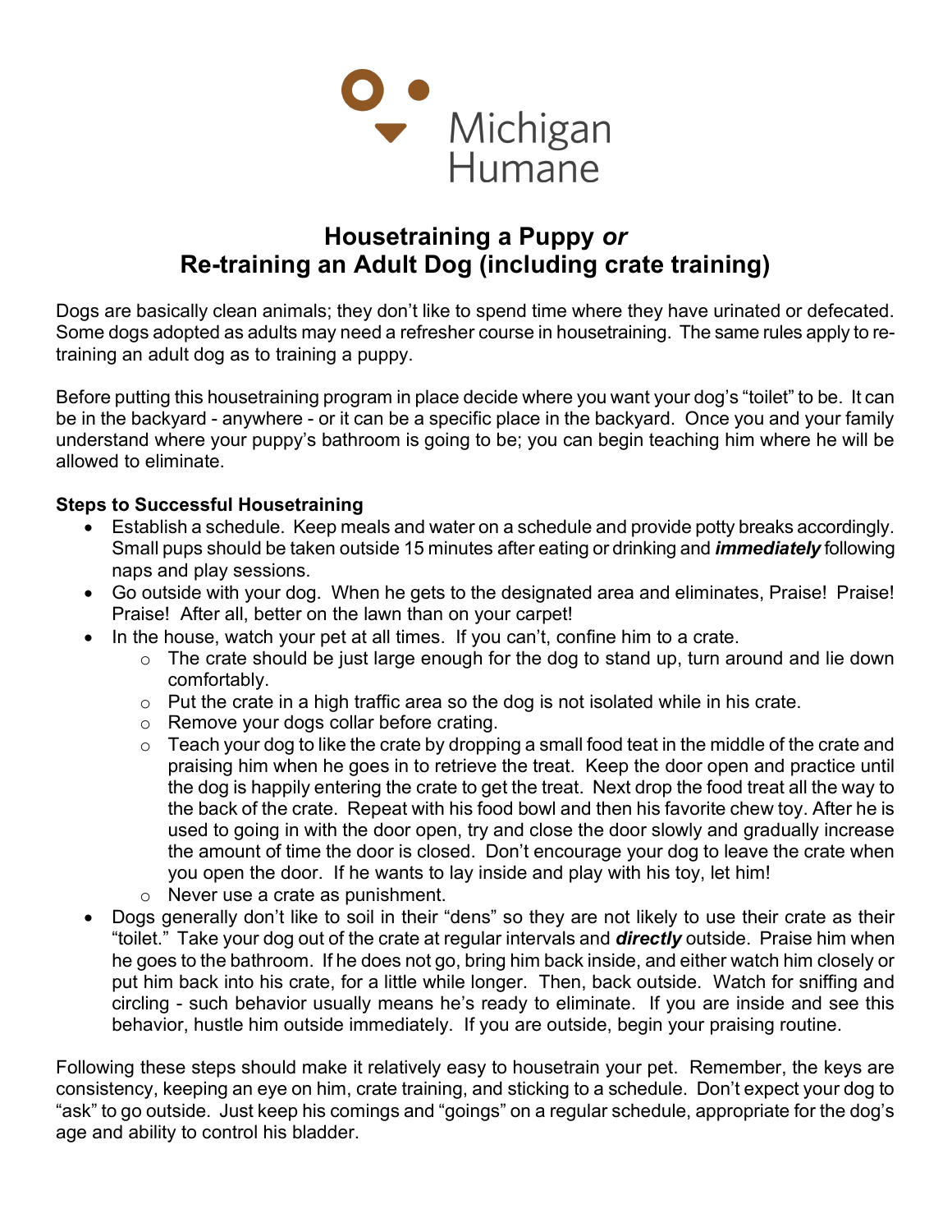Michigan Humane

# Housetraining a Puppy *or* Re-training an Adult Dog (including crate training)

Dogs are basically clean animals; they don't like to spend time where they have urinated or defecated. Some dogs adopted as adults may need a refresher course in housetraining. The same rules apply to re-training an adult dog as to training a puppy.

Before putting this housetraining program in place decide where you want your dog's "toilet" to be. It can be in the backyard - anywhere - or it can be a specific place in the backyard. Once you and your family understand where your puppy's bathroom is going to be; you can begin teaching him where he will be allowed to eliminate.

**Steps to Successful Housetraining**

- Establish a schedule. Keep meals and water on a schedule and provide potty breaks accordingly. Small pups should be taken outside 15 minutes after eating or drinking and ***immediately*** following naps and play sessions.
- Go outside with your dog. When he gets to the designated area and eliminates, Praise! Praise! Praise! After all, better on the lawn than on your carpet!
- In the house, watch your pet at all times. If you can't, confine him to a crate.
  - The crate should be just large enough for the dog to stand up, turn around and lie down comfortably.
  - Put the crate in a high traffic area so the dog is not isolated while in his crate.
  - Remove your dogs collar before crating.
  - Teach your dog to like the crate by dropping a small food teat in the middle of the crate and praising him when he goes in to retrieve the treat. Keep the door open and practice until the dog is happily entering the crate to get the treat. Next drop the food treat all the way to the back of the crate. Repeat with his food bowl and then his favorite chew toy. After he is used to going in with the door open, try and close the door slowly and gradually increase the amount of time the door is closed. Don't encourage your dog to leave the crate when you open the door. If he wants to lay inside and play with his toy, let him!
  - Never use a crate as punishment.
- Dogs generally don't like to soil in their "dens" so they are not likely to use their crate as their "toilet." Take your dog out of the crate at regular intervals and ***directly*** outside. Praise him when he goes to the bathroom. If he does not go, bring him back inside, and either watch him closely or put him back into his crate, for a little while longer. Then, back outside. Watch for sniffing and circling - such behavior usually means he's ready to eliminate. If you are inside and see this behavior, hustle him outside immediately. If you are outside, begin your praising routine.

Following these steps should make it relatively easy to housetrain your pet. Remember, the keys are consistency, keeping an eye on him, crate training, and sticking to a schedule. Don't expect your dog to "ask" to go outside. Just keep his comings and "goings" on a regular schedule, appropriate for the dog's age and ability to control his bladder.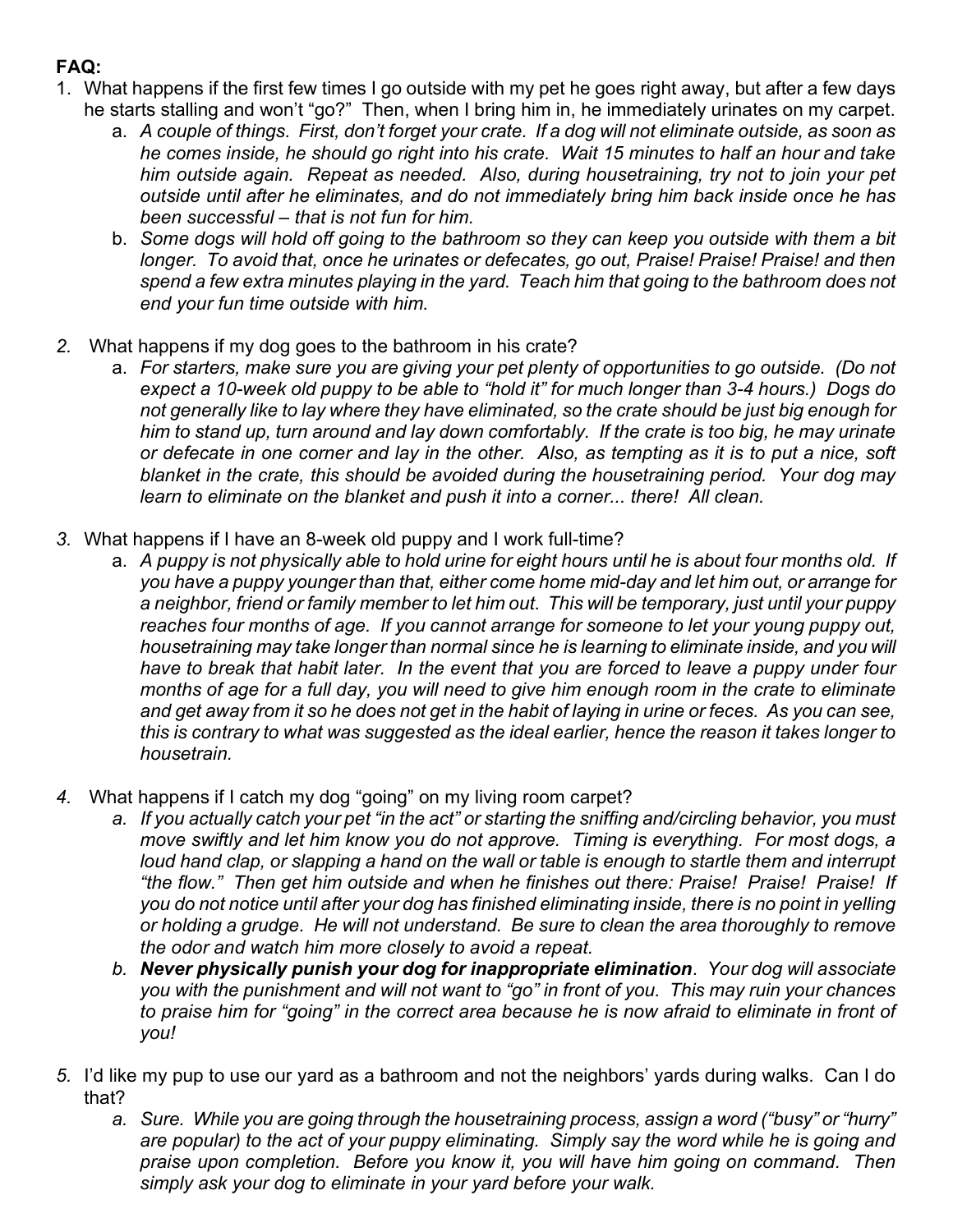**FAQ:**

1. What happens if the first few times I go outside with my pet he goes right away, but after a few days he starts stalling and won't "go?" Then, when I bring him in, he immediately urinates on my carpet.
    a. *A couple of things. First, don't forget your crate. If a dog will not eliminate outside, as soon as he comes inside, he should go right into his crate. Wait 15 minutes to half an hour and take him outside again. Repeat as needed. Also, during housetraining, try not to join your pet outside until after he eliminates, and do not immediately bring him back inside once he has been successful – that is not fun for him.*
    b. *Some dogs will hold off going to the bathroom so they can keep you outside with them a bit longer. To avoid that, once he urinates or defecates, go out, Praise! Praise! Praise! and then spend a few extra minutes playing in the yard. Teach him that going to the bathroom does not end your fun time outside with him.*

2. What happens if my dog goes to the bathroom in his crate?
    a. *For starters, make sure you are giving your pet plenty of opportunities to go outside. (Do not expect a 10-week old puppy to be able to "hold it" for much longer than 3-4 hours.) Dogs do not generally like to lay where they have eliminated, so the crate should be just big enough for him to stand up, turn around and lay down comfortably. If the crate is too big, he may urinate or defecate in one corner and lay in the other. Also, as tempting as it is to put a nice, soft blanket in the crate, this should be avoided during the housetraining period. Your dog may learn to eliminate on the blanket and push it into a corner... there! All clean.*

3. What happens if I have an 8-week old puppy and I work full-time?
    a. *A puppy is not physically able to hold urine for eight hours until he is about four months old. If you have a puppy younger than that, either come home mid-day and let him out, or arrange for a neighbor, friend or family member to let him out. This will be temporary, just until your puppy reaches four months of age. If you cannot arrange for someone to let your young puppy out, housetraining may take longer than normal since he is learning to eliminate inside, and you will have to break that habit later. In the event that you are forced to leave a puppy under four months of age for a full day, you will need to give him enough room in the crate to eliminate and get away from it so he does not get in the habit of laying in urine or feces. As you can see, this is contrary to what was suggested as the ideal earlier, hence the reason it takes longer to housetrain.*

4. What happens if I catch my dog "going" on my living room carpet?
    a. *If you actually catch your pet "in the act" or starting the sniffing and/circling behavior, you must move swiftly and let him know you do not approve. Timing is everything. For most dogs, a loud hand clap, or slapping a hand on the wall or table is enough to startle them and interrupt "the flow." Then get him outside and when he finishes out there: Praise! Praise! Praise! If you do not notice until after your dog has finished eliminating inside, there is no point in yelling or holding a grudge. He will not understand. Be sure to clean the area thoroughly to remove the odor and watch him more closely to avoid a repeat.*
    b. ***Never physically punish your dog for inappropriate elimination**. Your dog will associate you with the punishment and will not want to "go" in front of you. This may ruin your chances to praise him for "going" in the correct area because he is now afraid to eliminate in front of you!*

5. I'd like my pup to use our yard as a bathroom and not the neighbors' yards during walks. Can I do that?
    a. *Sure. While you are going through the housetraining process, assign a word ("busy" or "hurry" are popular) to the act of your puppy eliminating. Simply say the word while he is going and praise upon completion. Before you know it, you will have him going on command. Then simply ask your dog to eliminate in your yard before your walk.*